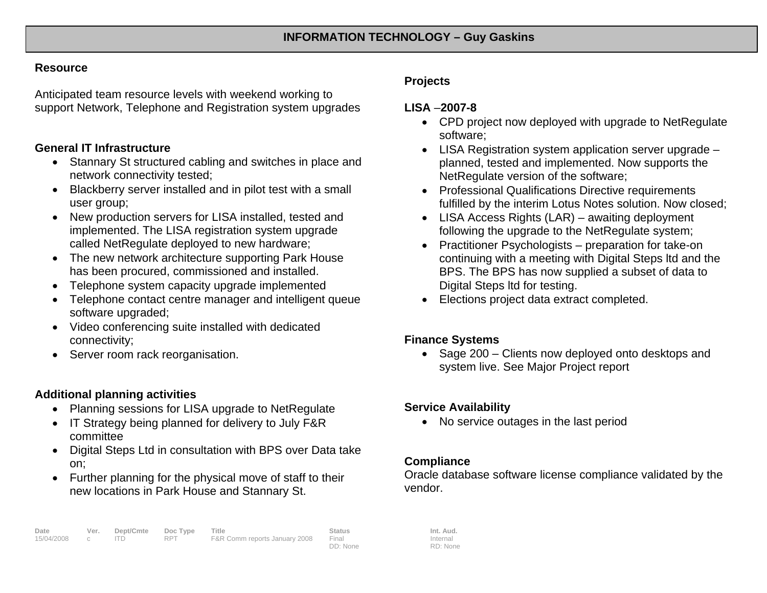# INFORMATION TECHNOLOGY – Guy Gaskins

## Resource

Anticipated team resource levels with weekend working to support Network, Telephone and Registration system upgrades

## General IT Infrastructure

- Stannary St structured cabling and switches in place and network connectivity tested;
- Blackberry server installed and in pilot test with a small user group;
- New production servers for LISA installed, tested and implemented. The LISA registration system upgrade called NetRegulate deployed to new hardware;
- The new network architecture supporting Park House has been procured, commissioned and installed.
- Telephone system capacity upgrade implemented
- Telephone contact centre manager and intelligent queue software upgraded;
- Video conferencing suite installed with dedicated connectivity;
- Server room rack reorganisation.

## Additional planning activities

- Planning sessions for LISA upgrade to NetRegulate
- IT Strategy being planned for delivery to July F&R committee
- Digital Steps Ltd in consultation with BPS over Data take on;
- Further planning for the physical move of staff to their new locations in Park House and Stannary St.

## Projects

### LISA –2007-8

- CPD project now deployed with upgrade to NetRegulate software;
- LISA Registration system application server upgrade – planned, tested and implemented. Now supports the NetRegulate version of the software;
- Professional Qualifications Directive requirements fulfilled by the interim Lotus Notes solution. Now closed;
- LISA Access Rights (LAR) – awaiting deployment following the upgrade to the NetRegulate system;
- Practitioner Psychologists – preparation for take-on continuing with a meeting with Digital Steps ltd and the BPS. The BPS has now supplied a subset of data to Digital Steps ltd for testing.
- Elections project data extract completed.

## Finance Systems

- Sage 200 – Clients now deployed onto desktops and system live. See Major Project report

## Service Availability

- No service outages in the last period

## Compliance

Oracle database software license compliance validated by the vendor.

| Date | Ver. | Dept/Cmte | Doc Type | Title | Status | Int. Aud. |
|---|---|---|---|---|---|---|
| 15/04/2008 | c | ITD | RPT | F&R Comm reports January 2008 | Final<br>DD: None | Internal<br>RD: None |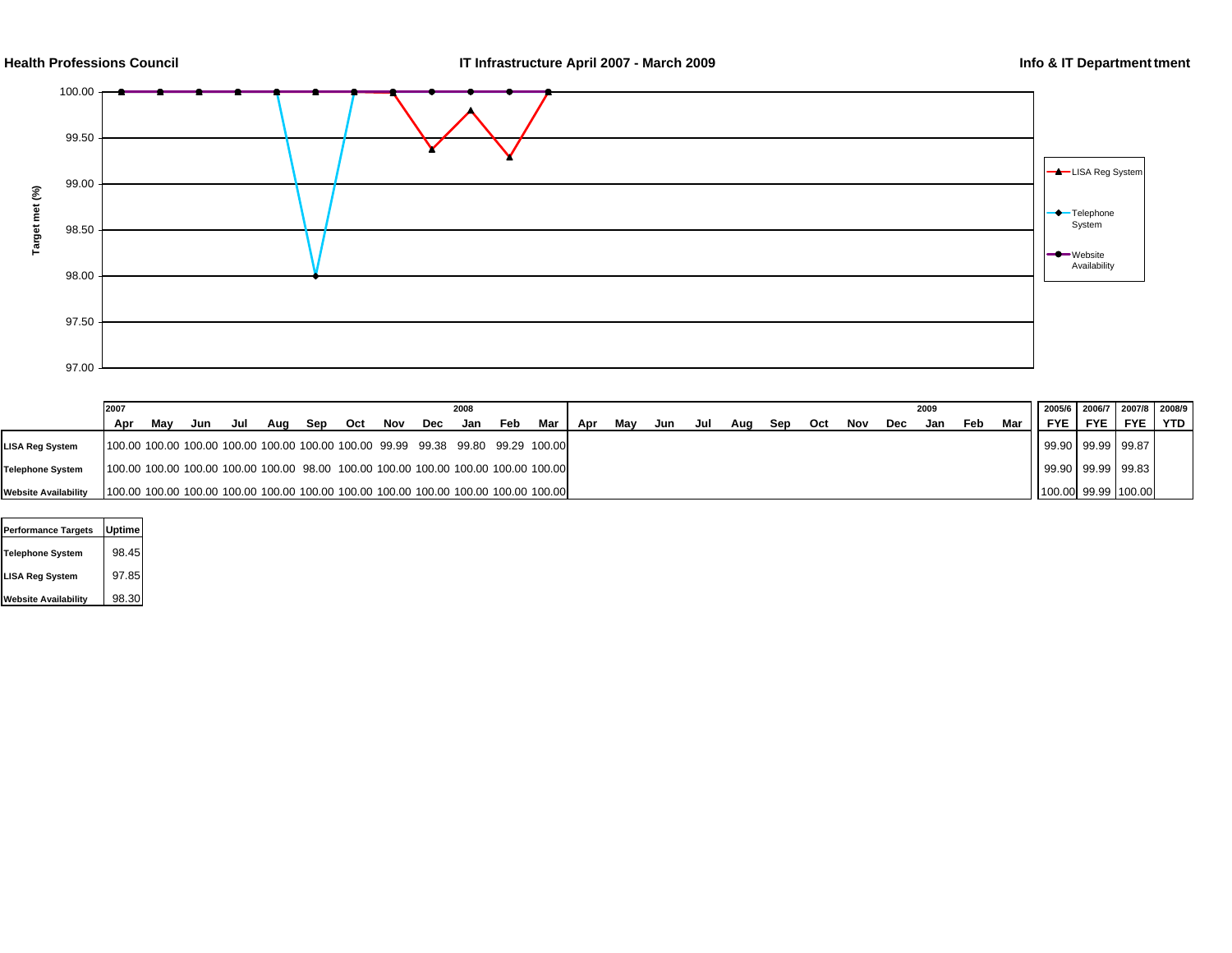**Health Professions Council**

**IT Infrastructure April 2007 - March 2009**

**Info & IT Departmenttment**

Target met (%)

100.00
99.50
99.00
98.50
98.00
97.50
97.00

LISA Reg System
Telephone System
Website Availability

| | 2007 Apr | May | Jun | Jul | Aug | Sep | Oct | Nov | Dec | 2008 Jan | Feb | Mar | Apr | May | Jun | Jul | Aug | Sep | Oct | Nov | Dec | 2009 Jan | Feb | Mar | 2005/6 FYE | 2006/7 FYE | 2007/8 FYE | 2008/9 YTD |
|---|---|---|---|---|---|---|---|---|---|---|---|---|---|---|---|---|---|---|---|---|---|---|---|---|---|---|---|---|
| **LISA Reg System** | 100.00 | 100.00 | 100.00 | 100.00 | 100.00 | 100.00 | 100.00 | 99.99 | 99.38 | 99.80 | 99.29 | 100.00 | | | | | | | | | | | | | 99.90 | 99.99 | 99.87 | |
| **Telephone System** | 100.00 | 100.00 | 100.00 | 100.00 | 100.00 | 98.00 | 100.00 | 100.00 | 100.00 | 100.00 | 100.00 | 100.00 | | | | | | | | | | | | | 99.90 | 99.99 | 99.83 | |
| **Website Availability** | 100.00 | 100.00 | 100.00 | 100.00 | 100.00 | 100.00 | 100.00 | 100.00 | 100.00 | 100.00 | 100.00 | 100.00 | | | | | | | | | | | | | 100.00 | 99.99 | 100.00 | |

| Performance Targets | Uptime |
|---|---|
| **Telephone System** | 98.45 |
| **LISA Reg System** | 97.85 |
| **Website Availability** | 98.30 |